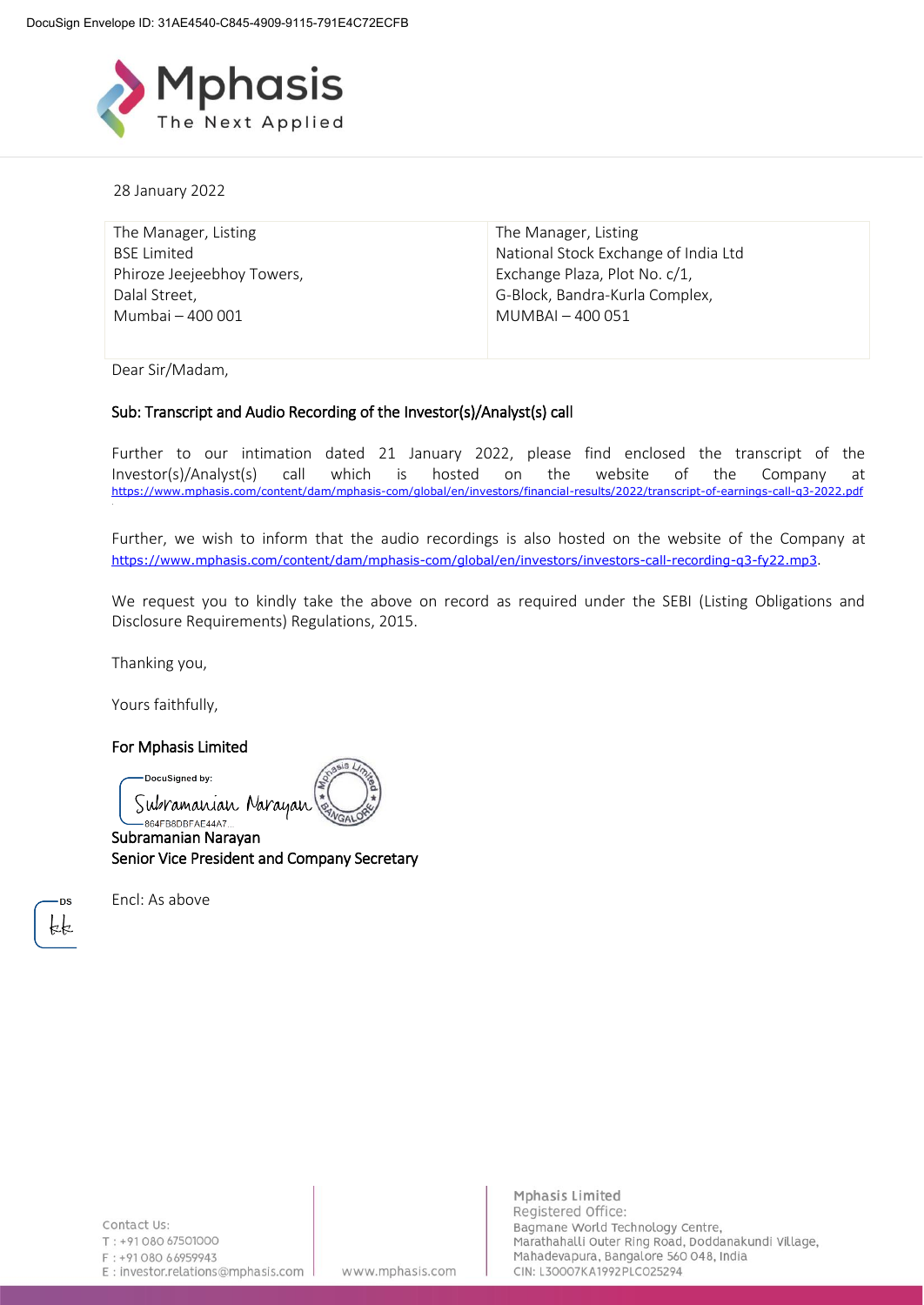DocuSign Envelope ID: 31AE4540-C845-4909-9115-791E4C72ECFB

28 January 2022

| The Manager, Listing<br>BSE Limited<br>Phiroze Jeejeebhoy Towers,<br>Dalal Street,<br>Mumbai – 400 001 | The Manager, Listing<br>National Stock Exchange of India Ltd<br>Exchange Plaza, Plot No. c/1,<br>G-Block, Bandra-Kurla Complex,<br>MUMBAI – 400 051 |
|---|---|

Dear Sir/Madam,

**Sub: Transcript and Audio Recording of the Investor(s)/Analyst(s) call**

Further to our intimation dated 21 January 2022, please find enclosed the transcript of the Investor(s)/Analyst(s) call which is hosted on the website of the Company at https://www.mphasis.com/content/dam/mphasis-com/global/en/investors/financial-results/2022/transcript-of-earnings-call-q3-2022.pdf

Further, we wish to inform that the audio recordings is also hosted on the website of the Company at https://www.mphasis.com/content/dam/mphasis-com/global/en/investors/investors-call-recording-q3-fy22.mp3.

We request you to kindly take the above on record as required under the SEBI (Listing Obligations and Disclosure Requirements) Regulations, 2015.

Thanking you,

Yours faithfully,

**For Mphasis Limited**

DocuSigned by:
Subramanian Narayan
864FB8DBFAE44A7...

**Subramanian Narayan**
**Senior Vice President and Company Secretary**

Encl: As above

Contact Us:
T : +91 080 67501000
F : +91 080 66959943
E : investor.relations@mphasis.com

www.mphasis.com

Mphasis Limited
Registered Office:
Bagmane World Technology Centre,
Marathahalli Outer Ring Road, Doddanakundi Village,
Mahadevapura, Bangalore 560 048, India
CIN: L30007KA1992PLC025294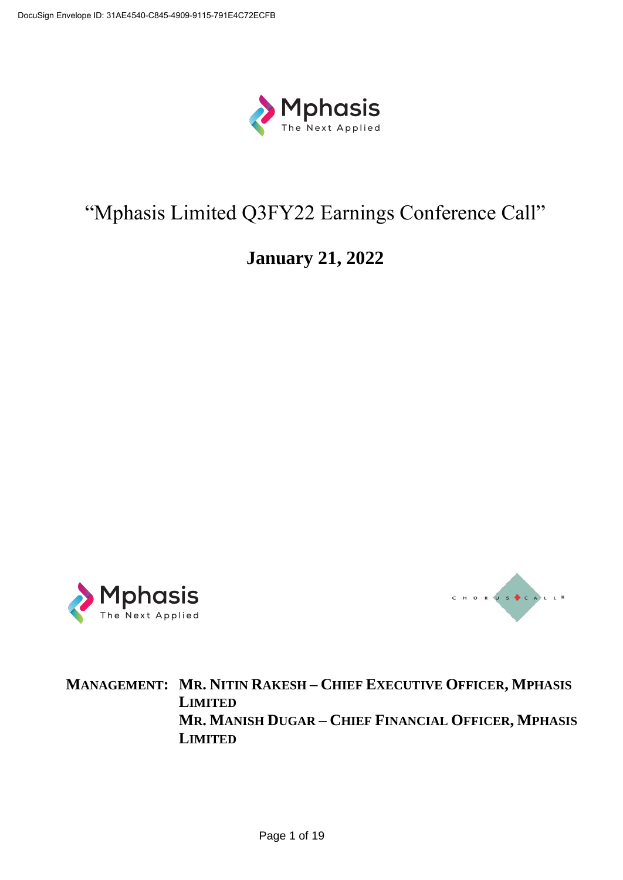# "Mphasis Limited Q3FY22 Earnings Conference Call"

## January 21, 2022

**MANAGEMENT: MR. NITIN RAKESH – CHIEF EXECUTIVE OFFICER, MPHASIS LIMITED**
**MR. MANISH DUGAR – CHIEF FINANCIAL OFFICER, MPHASIS LIMITED**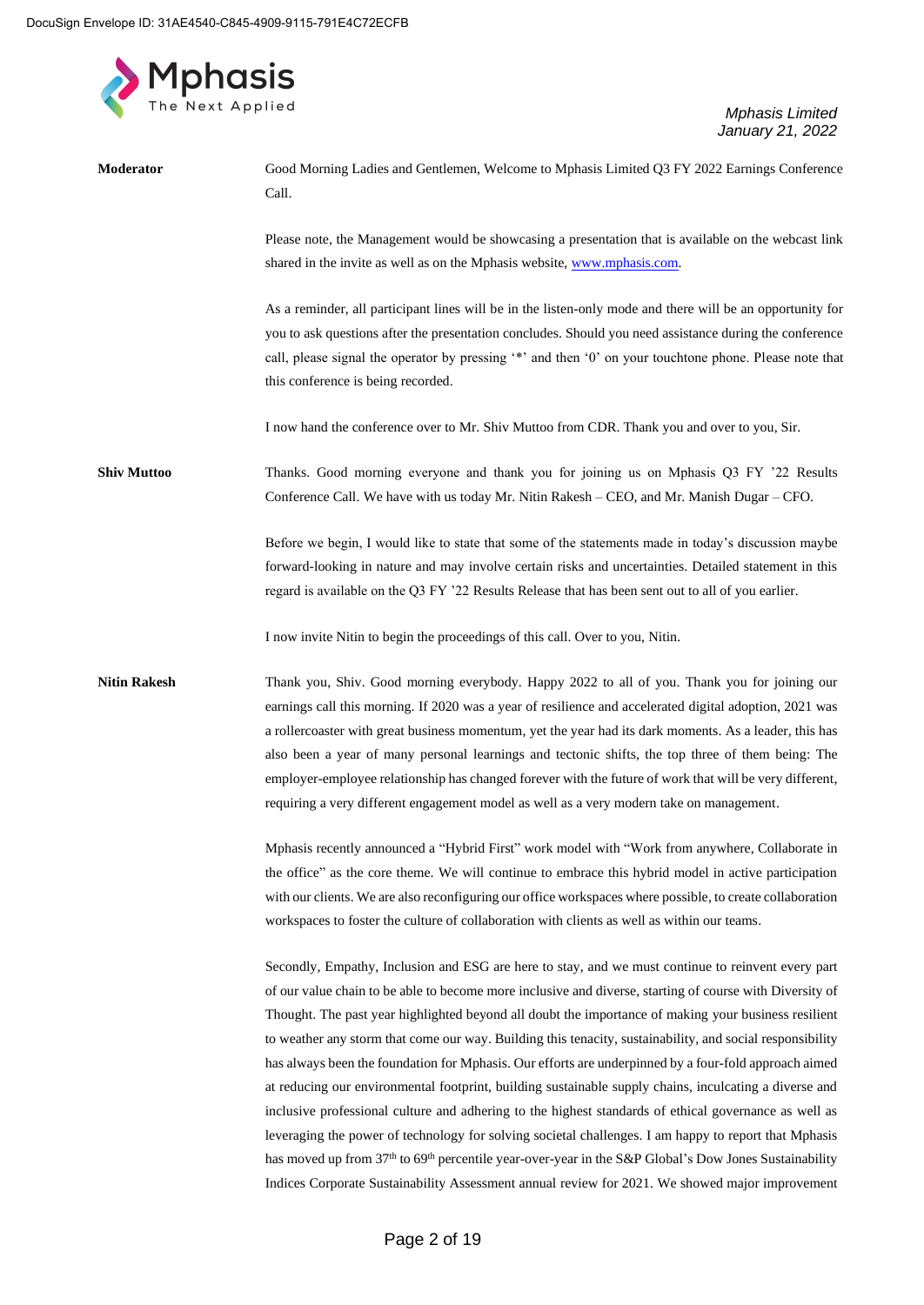**Moderator**

Good Morning Ladies and Gentlemen, Welcome to Mphasis Limited Q3 FY 2022 Earnings Conference Call.

Please note, the Management would be showcasing a presentation that is available on the webcast link shared in the invite as well as on the Mphasis website, www.mphasis.com.

As a reminder, all participant lines will be in the listen-only mode and there will be an opportunity for you to ask questions after the presentation concludes. Should you need assistance during the conference call, please signal the operator by pressing '*' and then '0' on your touchtone phone. Please note that this conference is being recorded.

I now hand the conference over to Mr. Shiv Muttoo from CDR. Thank you and over to you, Sir.

**Shiv Muttoo**

Thanks. Good morning everyone and thank you for joining us on Mphasis Q3 FY '22 Results Conference Call. We have with us today Mr. Nitin Rakesh – CEO, and Mr. Manish Dugar – CFO.

Before we begin, I would like to state that some of the statements made in today's discussion maybe forward-looking in nature and may involve certain risks and uncertainties. Detailed statement in this regard is available on the Q3 FY '22 Results Release that has been sent out to all of you earlier.

I now invite Nitin to begin the proceedings of this call. Over to you, Nitin.

**Nitin Rakesh**

Thank you, Shiv. Good morning everybody. Happy 2022 to all of you. Thank you for joining our earnings call this morning. If 2020 was a year of resilience and accelerated digital adoption, 2021 was a rollercoaster with great business momentum, yet the year had its dark moments. As a leader, this has also been a year of many personal learnings and tectonic shifts, the top three of them being: The employer-employee relationship has changed forever with the future of work that will be very different, requiring a very different engagement model as well as a very modern take on management.

Mphasis recently announced a "Hybrid First" work model with "Work from anywhere, Collaborate in the office" as the core theme. We will continue to embrace this hybrid model in active participation with our clients. We are also reconfiguring our office workspaces where possible, to create collaboration workspaces to foster the culture of collaboration with clients as well as within our teams.

Secondly, Empathy, Inclusion and ESG are here to stay, and we must continue to reinvent every part of our value chain to be able to become more inclusive and diverse, starting of course with Diversity of Thought. The past year highlighted beyond all doubt the importance of making your business resilient to weather any storm that come our way. Building this tenacity, sustainability, and social responsibility has always been the foundation for Mphasis. Our efforts are underpinned by a four-fold approach aimed at reducing our environmental footprint, building sustainable supply chains, inculcating a diverse and inclusive professional culture and adhering to the highest standards of ethical governance as well as leveraging the power of technology for solving societal challenges. I am happy to report that Mphasis has moved up from 37th to 69th percentile year-over-year in the S&P Global's Dow Jones Sustainability Indices Corporate Sustainability Assessment annual review for 2021. We showed major improvement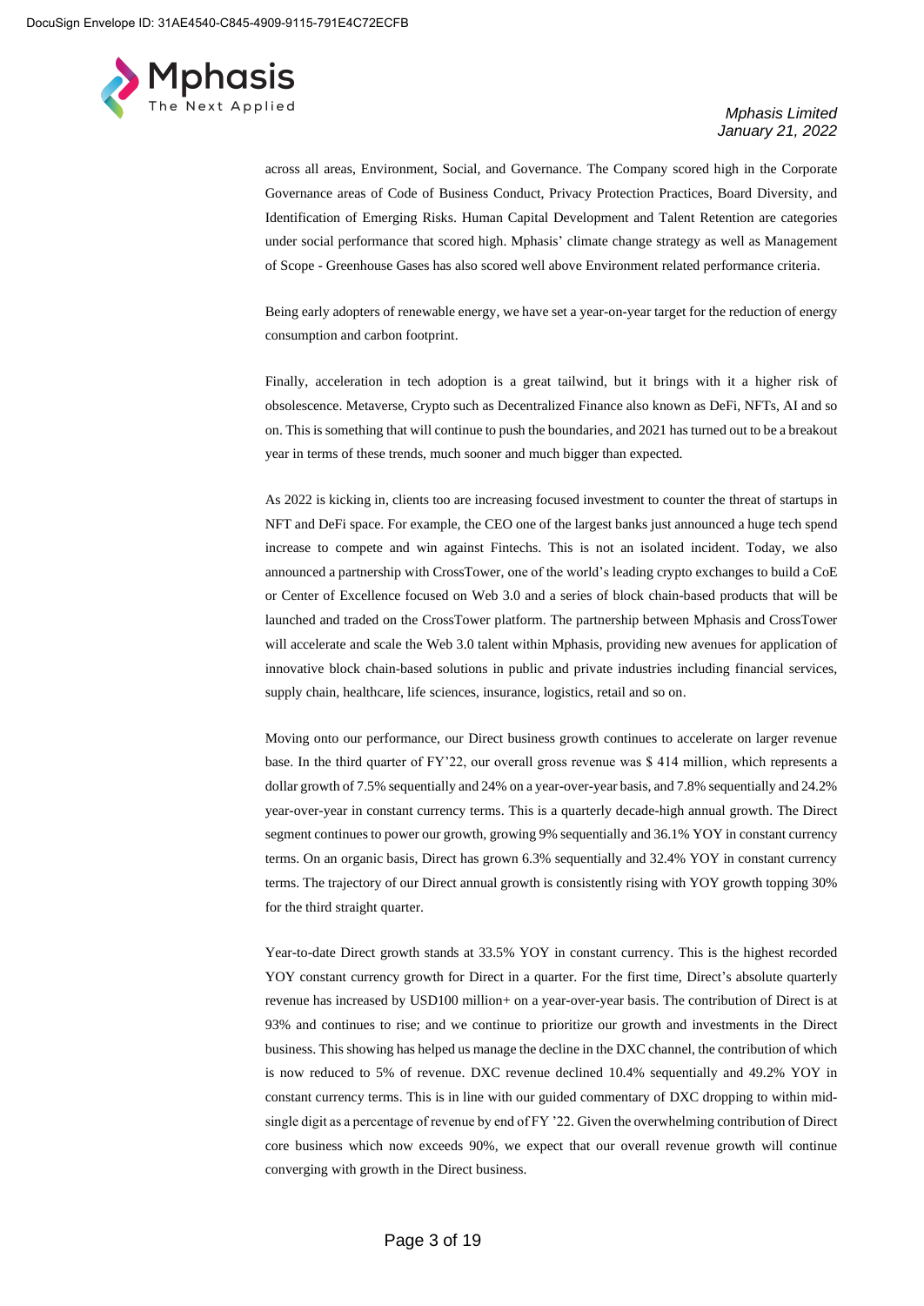across all areas, Environment, Social, and Governance. The Company scored high in the Corporate Governance areas of Code of Business Conduct, Privacy Protection Practices, Board Diversity, and Identification of Emerging Risks. Human Capital Development and Talent Retention are categories under social performance that scored high. Mphasis' climate change strategy as well as Management of Scope - Greenhouse Gases has also scored well above Environment related performance criteria.

Being early adopters of renewable energy, we have set a year-on-year target for the reduction of energy consumption and carbon footprint.

Finally, acceleration in tech adoption is a great tailwind, but it brings with it a higher risk of obsolescence. Metaverse, Crypto such as Decentralized Finance also known as DeFi, NFTs, AI and so on. This is something that will continue to push the boundaries, and 2021 has turned out to be a breakout year in terms of these trends, much sooner and much bigger than expected.

As 2022 is kicking in, clients too are increasing focused investment to counter the threat of startups in NFT and DeFi space. For example, the CEO one of the largest banks just announced a huge tech spend increase to compete and win against Fintechs. This is not an isolated incident. Today, we also announced a partnership with CrossTower, one of the world's leading crypto exchanges to build a CoE or Center of Excellence focused on Web 3.0 and a series of block chain-based products that will be launched and traded on the CrossTower platform. The partnership between Mphasis and CrossTower will accelerate and scale the Web 3.0 talent within Mphasis, providing new avenues for application of innovative block chain-based solutions in public and private industries including financial services, supply chain, healthcare, life sciences, insurance, logistics, retail and so on.

Moving onto our performance, our Direct business growth continues to accelerate on larger revenue base. In the third quarter of FY'22, our overall gross revenue was $ 414 million, which represents a dollar growth of 7.5% sequentially and 24% on a year-over-year basis, and 7.8% sequentially and 24.2% year-over-year in constant currency terms. This is a quarterly decade-high annual growth. The Direct segment continues to power our growth, growing 9% sequentially and 36.1% YOY in constant currency terms. On an organic basis, Direct has grown 6.3% sequentially and 32.4% YOY in constant currency terms. The trajectory of our Direct annual growth is consistently rising with YOY growth topping 30% for the third straight quarter.

Year-to-date Direct growth stands at 33.5% YOY in constant currency. This is the highest recorded YOY constant currency growth for Direct in a quarter. For the first time, Direct's absolute quarterly revenue has increased by USD100 million+ on a year-over-year basis. The contribution of Direct is at 93% and continues to rise; and we continue to prioritize our growth and investments in the Direct business. This showing has helped us manage the decline in the DXC channel, the contribution of which is now reduced to 5% of revenue. DXC revenue declined 10.4% sequentially and 49.2% YOY in constant currency terms. This is in line with our guided commentary of DXC dropping to within mid-single digit as a percentage of revenue by end of FY '22. Given the overwhelming contribution of Direct core business which now exceeds 90%, we expect that our overall revenue growth will continue converging with growth in the Direct business.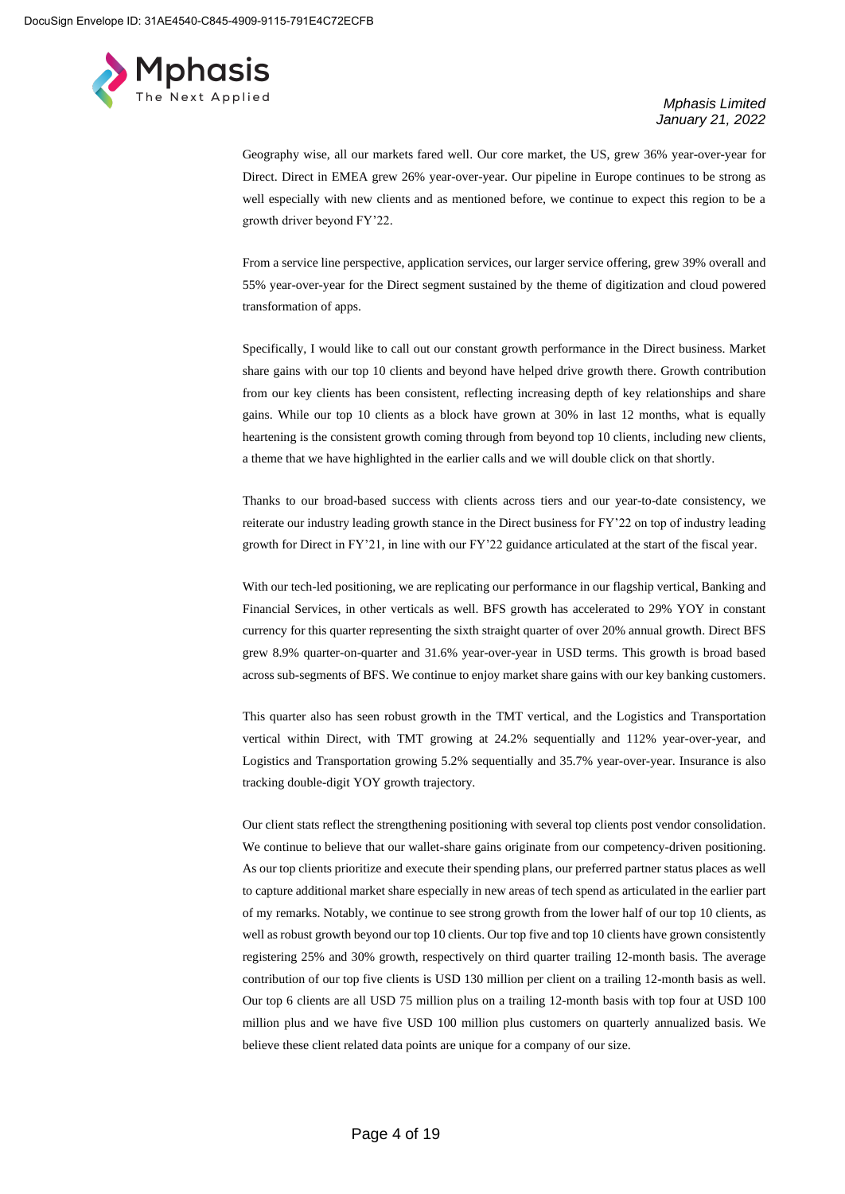Geography wise, all our markets fared well. Our core market, the US, grew 36% year-over-year for Direct. Direct in EMEA grew 26% year-over-year. Our pipeline in Europe continues to be strong as well especially with new clients and as mentioned before, we continue to expect this region to be a growth driver beyond FY'22.

From a service line perspective, application services, our larger service offering, grew 39% overall and 55% year-over-year for the Direct segment sustained by the theme of digitization and cloud powered transformation of apps.

Specifically, I would like to call out our constant growth performance in the Direct business. Market share gains with our top 10 clients and beyond have helped drive growth there. Growth contribution from our key clients has been consistent, reflecting increasing depth of key relationships and share gains. While our top 10 clients as a block have grown at 30% in last 12 months, what is equally heartening is the consistent growth coming through from beyond top 10 clients, including new clients, a theme that we have highlighted in the earlier calls and we will double click on that shortly.

Thanks to our broad-based success with clients across tiers and our year-to-date consistency, we reiterate our industry leading growth stance in the Direct business for FY'22 on top of industry leading growth for Direct in FY'21, in line with our FY'22 guidance articulated at the start of the fiscal year.

With our tech-led positioning, we are replicating our performance in our flagship vertical, Banking and Financial Services, in other verticals as well. BFS growth has accelerated to 29% YOY in constant currency for this quarter representing the sixth straight quarter of over 20% annual growth. Direct BFS grew 8.9% quarter-on-quarter and 31.6% year-over-year in USD terms. This growth is broad based across sub-segments of BFS. We continue to enjoy market share gains with our key banking customers.

This quarter also has seen robust growth in the TMT vertical, and the Logistics and Transportation vertical within Direct, with TMT growing at 24.2% sequentially and 112% year-over-year, and Logistics and Transportation growing 5.2% sequentially and 35.7% year-over-year. Insurance is also tracking double-digit YOY growth trajectory.

Our client stats reflect the strengthening positioning with several top clients post vendor consolidation. We continue to believe that our wallet-share gains originate from our competency-driven positioning. As our top clients prioritize and execute their spending plans, our preferred partner status places as well to capture additional market share especially in new areas of tech spend as articulated in the earlier part of my remarks. Notably, we continue to see strong growth from the lower half of our top 10 clients, as well as robust growth beyond our top 10 clients. Our top five and top 10 clients have grown consistently registering 25% and 30% growth, respectively on third quarter trailing 12-month basis. The average contribution of our top five clients is USD 130 million per client on a trailing 12-month basis as well. Our top 6 clients are all USD 75 million plus on a trailing 12-month basis with top four at USD 100 million plus and we have five USD 100 million plus customers on quarterly annualized basis. We believe these client related data points are unique for a company of our size.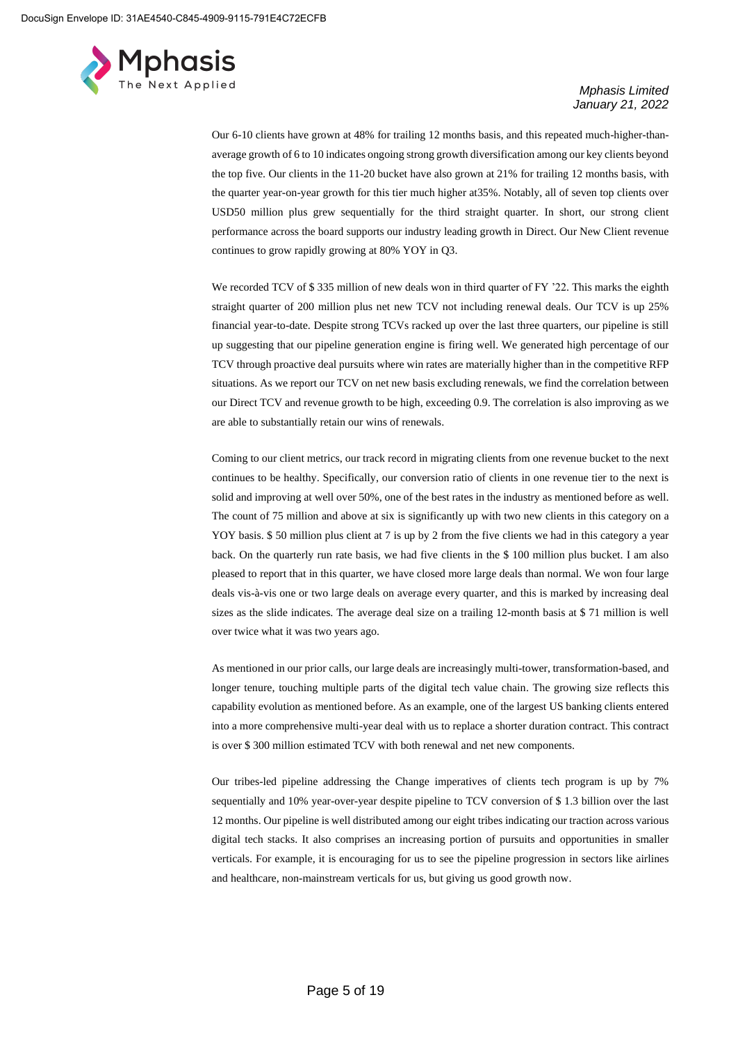Our 6-10 clients have grown at 48% for trailing 12 months basis, and this repeated much-higher-than-average growth of 6 to 10 indicates ongoing strong growth diversification among our key clients beyond the top five. Our clients in the 11-20 bucket have also grown at 21% for trailing 12 months basis, with the quarter year-on-year growth for this tier much higher at35%. Notably, all of seven top clients over USD50 million plus grew sequentially for the third straight quarter. In short, our strong client performance across the board supports our industry leading growth in Direct. Our New Client revenue continues to grow rapidly growing at 80% YOY in Q3.

We recorded TCV of $ 335 million of new deals won in third quarter of FY '22. This marks the eighth straight quarter of 200 million plus net new TCV not including renewal deals. Our TCV is up 25% financial year-to-date. Despite strong TCVs racked up over the last three quarters, our pipeline is still up suggesting that our pipeline generation engine is firing well. We generated high percentage of our TCV through proactive deal pursuits where win rates are materially higher than in the competitive RFP situations. As we report our TCV on net new basis excluding renewals, we find the correlation between our Direct TCV and revenue growth to be high, exceeding 0.9. The correlation is also improving as we are able to substantially retain our wins of renewals.

Coming to our client metrics, our track record in migrating clients from one revenue bucket to the next continues to be healthy. Specifically, our conversion ratio of clients in one revenue tier to the next is solid and improving at well over 50%, one of the best rates in the industry as mentioned before as well. The count of 75 million and above at six is significantly up with two new clients in this category on a YOY basis. $ 50 million plus client at 7 is up by 2 from the five clients we had in this category a year back. On the quarterly run rate basis, we had five clients in the $ 100 million plus bucket. I am also pleased to report that in this quarter, we have closed more large deals than normal. We won four large deals vis-à-vis one or two large deals on average every quarter, and this is marked by increasing deal sizes as the slide indicates. The average deal size on a trailing 12-month basis at $ 71 million is well over twice what it was two years ago.

As mentioned in our prior calls, our large deals are increasingly multi-tower, transformation-based, and longer tenure, touching multiple parts of the digital tech value chain. The growing size reflects this capability evolution as mentioned before. As an example, one of the largest US banking clients entered into a more comprehensive multi-year deal with us to replace a shorter duration contract. This contract is over $ 300 million estimated TCV with both renewal and net new components.

Our tribes-led pipeline addressing the Change imperatives of clients tech program is up by 7% sequentially and 10% year-over-year despite pipeline to TCV conversion of $ 1.3 billion over the last 12 months. Our pipeline is well distributed among our eight tribes indicating our traction across various digital tech stacks. It also comprises an increasing portion of pursuits and opportunities in smaller verticals. For example, it is encouraging for us to see the pipeline progression in sectors like airlines and healthcare, non-mainstream verticals for us, but giving us good growth now.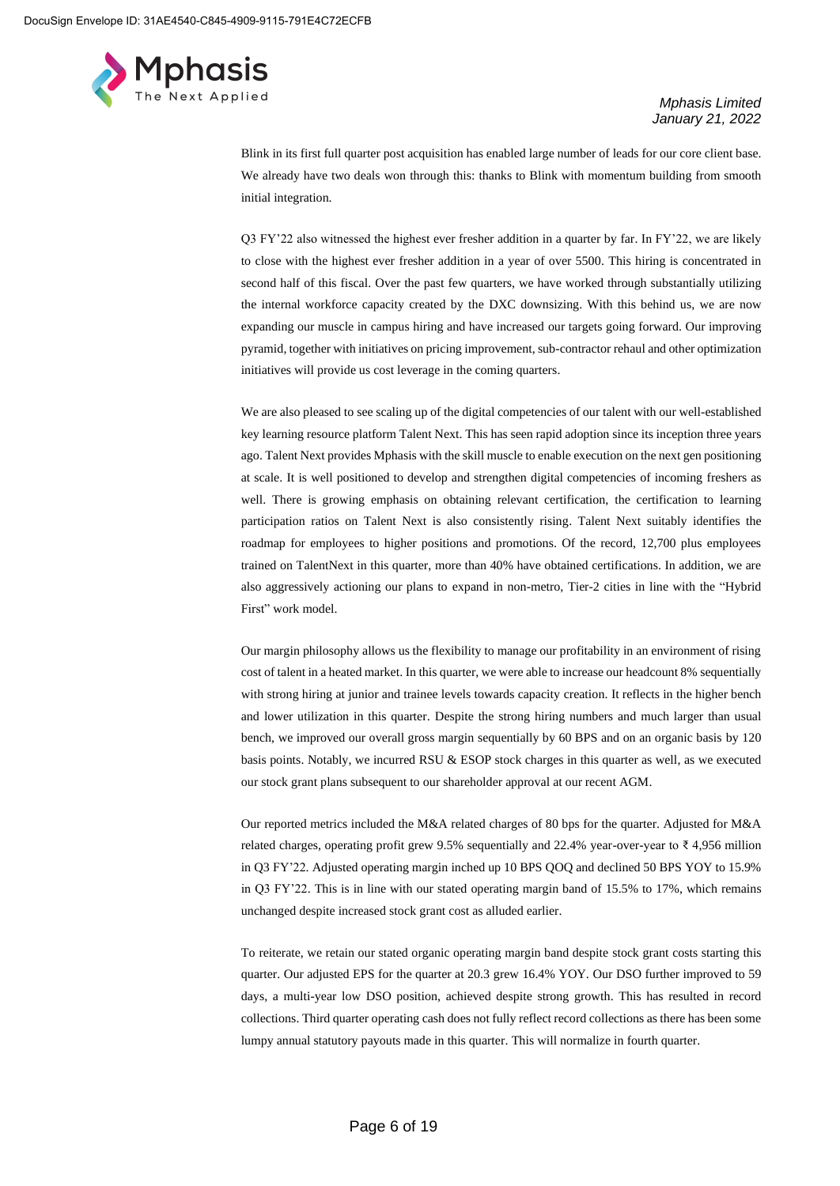Blink in its first full quarter post acquisition has enabled large number of leads for our core client base. We already have two deals won through this: thanks to Blink with momentum building from smooth initial integration.

Q3 FY'22 also witnessed the highest ever fresher addition in a quarter by far. In FY'22, we are likely to close with the highest ever fresher addition in a year of over 5500. This hiring is concentrated in second half of this fiscal. Over the past few quarters, we have worked through substantially utilizing the internal workforce capacity created by the DXC downsizing. With this behind us, we are now expanding our muscle in campus hiring and have increased our targets going forward. Our improving pyramid, together with initiatives on pricing improvement, sub-contractor rehaul and other optimization initiatives will provide us cost leverage in the coming quarters.

We are also pleased to see scaling up of the digital competencies of our talent with our well-established key learning resource platform Talent Next. This has seen rapid adoption since its inception three years ago. Talent Next provides Mphasis with the skill muscle to enable execution on the next gen positioning at scale. It is well positioned to develop and strengthen digital competencies of incoming freshers as well. There is growing emphasis on obtaining relevant certification, the certification to learning participation ratios on Talent Next is also consistently rising. Talent Next suitably identifies the roadmap for employees to higher positions and promotions. Of the record, 12,700 plus employees trained on TalentNext in this quarter, more than 40% have obtained certifications. In addition, we are also aggressively actioning our plans to expand in non-metro, Tier-2 cities in line with the "Hybrid First" work model.

Our margin philosophy allows us the flexibility to manage our profitability in an environment of rising cost of talent in a heated market. In this quarter, we were able to increase our headcount 8% sequentially with strong hiring at junior and trainee levels towards capacity creation. It reflects in the higher bench and lower utilization in this quarter. Despite the strong hiring numbers and much larger than usual bench, we improved our overall gross margin sequentially by 60 BPS and on an organic basis by 120 basis points. Notably, we incurred RSU & ESOP stock charges in this quarter as well, as we executed our stock grant plans subsequent to our shareholder approval at our recent AGM.

Our reported metrics included the M&A related charges of 80 bps for the quarter. Adjusted for M&A related charges, operating profit grew 9.5% sequentially and 22.4% year-over-year to ₹ 4,956 million in Q3 FY'22. Adjusted operating margin inched up 10 BPS QOQ and declined 50 BPS YOY to 15.9% in Q3 FY'22. This is in line with our stated operating margin band of 15.5% to 17%, which remains unchanged despite increased stock grant cost as alluded earlier.

To reiterate, we retain our stated organic operating margin band despite stock grant costs starting this quarter. Our adjusted EPS for the quarter at 20.3 grew 16.4% YOY. Our DSO further improved to 59 days, a multi-year low DSO position, achieved despite strong growth. This has resulted in record collections. Third quarter operating cash does not fully reflect record collections as there has been some lumpy annual statutory payouts made in this quarter. This will normalize in fourth quarter.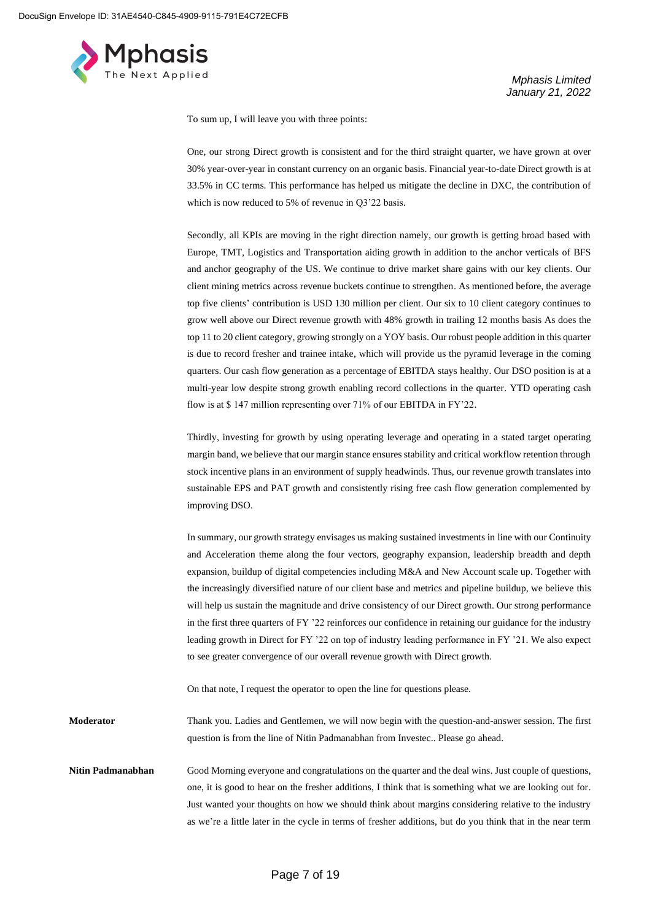To sum up, I will leave you with three points:

One, our strong Direct growth is consistent and for the third straight quarter, we have grown at over 30% year-over-year in constant currency on an organic basis. Financial year-to-date Direct growth is at 33.5% in CC terms. This performance has helped us mitigate the decline in DXC, the contribution of which is now reduced to 5% of revenue in Q3'22 basis.

Secondly, all KPIs are moving in the right direction namely, our growth is getting broad based with Europe, TMT, Logistics and Transportation aiding growth in addition to the anchor verticals of BFS and anchor geography of the US. We continue to drive market share gains with our key clients. Our client mining metrics across revenue buckets continue to strengthen. As mentioned before, the average top five clients' contribution is USD 130 million per client. Our six to 10 client category continues to grow well above our Direct revenue growth with 48% growth in trailing 12 months basis As does the top 11 to 20 client category, growing strongly on a YOY basis. Our robust people addition in this quarter is due to record fresher and trainee intake, which will provide us the pyramid leverage in the coming quarters. Our cash flow generation as a percentage of EBITDA stays healthy. Our DSO position is at a multi-year low despite strong growth enabling record collections in the quarter. YTD operating cash flow is at $ 147 million representing over 71% of our EBITDA in FY'22.

Thirdly, investing for growth by using operating leverage and operating in a stated target operating margin band, we believe that our margin stance ensures stability and critical workflow retention through stock incentive plans in an environment of supply headwinds. Thus, our revenue growth translates into sustainable EPS and PAT growth and consistently rising free cash flow generation complemented by improving DSO.

In summary, our growth strategy envisages us making sustained investments in line with our Continuity and Acceleration theme along the four vectors, geography expansion, leadership breadth and depth expansion, buildup of digital competencies including M&A and New Account scale up. Together with the increasingly diversified nature of our client base and metrics and pipeline buildup, we believe this will help us sustain the magnitude and drive consistency of our Direct growth. Our strong performance in the first three quarters of FY '22 reinforces our confidence in retaining our guidance for the industry leading growth in Direct for FY '22 on top of industry leading performance in FY '21. We also expect to see greater convergence of our overall revenue growth with Direct growth.

On that note, I request the operator to open the line for questions please.

**Moderator** Thank you. Ladies and Gentlemen, we will now begin with the question-and-answer session. The first question is from the line of Nitin Padmanabhan from Investec.. Please go ahead.

**Nitin Padmanabhan** Good Morning everyone and congratulations on the quarter and the deal wins. Just couple of questions, one, it is good to hear on the fresher additions, I think that is something what we are looking out for. Just wanted your thoughts on how we should think about margins considering relative to the industry as we're a little later in the cycle in terms of fresher additions, but do you think that in the near term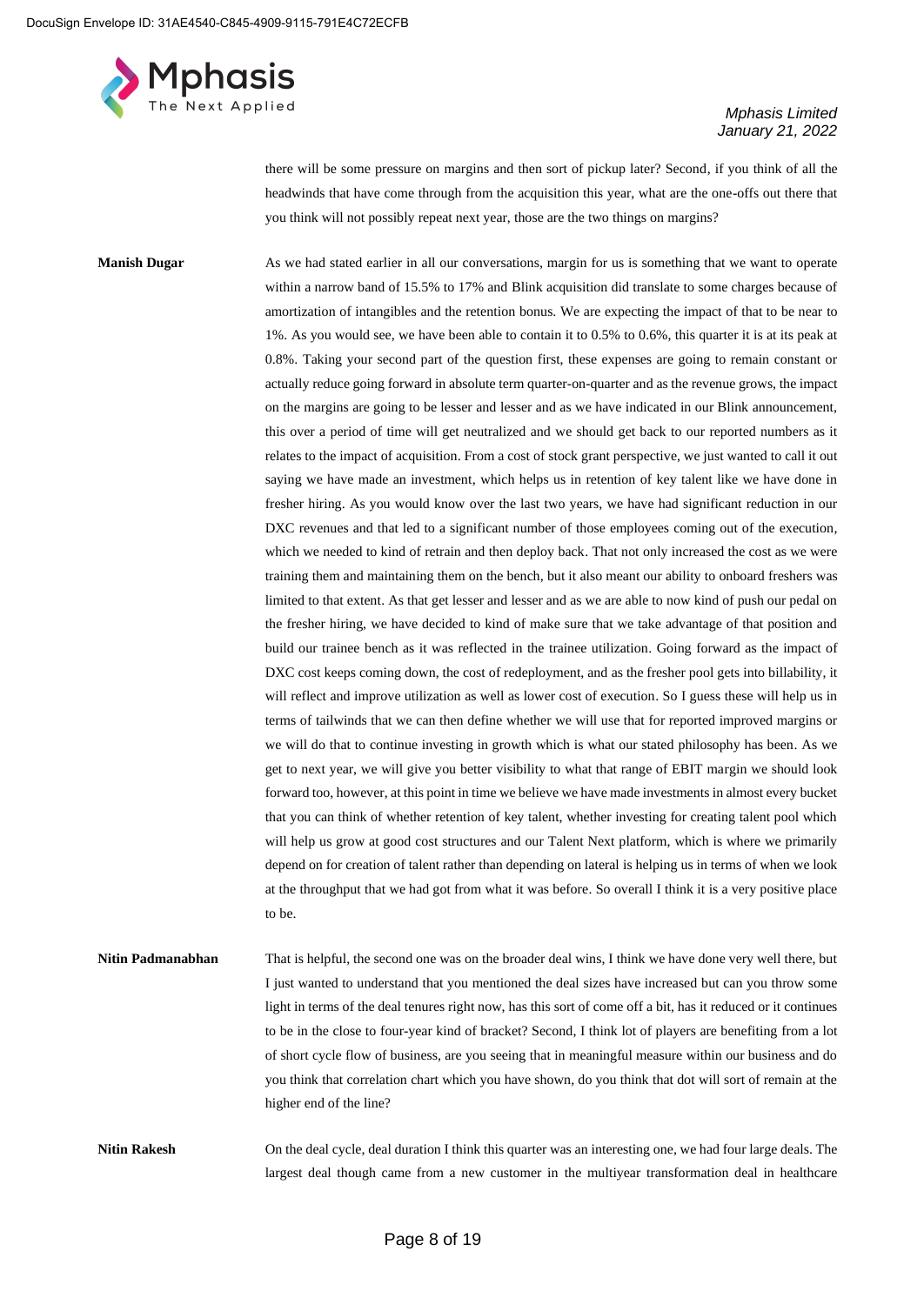there will be some pressure on margins and then sort of pickup later? Second, if you think of all the headwinds that have come through from the acquisition this year, what are the one-offs out there that you think will not possibly repeat next year, those are the two things on margins?

**Manish Dugar** As we had stated earlier in all our conversations, margin for us is something that we want to operate within a narrow band of 15.5% to 17% and Blink acquisition did translate to some charges because of amortization of intangibles and the retention bonus. We are expecting the impact of that to be near to 1%. As you would see, we have been able to contain it to 0.5% to 0.6%, this quarter it is at its peak at 0.8%. Taking your second part of the question first, these expenses are going to remain constant or actually reduce going forward in absolute term quarter-on-quarter and as the revenue grows, the impact on the margins are going to be lesser and lesser and as we have indicated in our Blink announcement, this over a period of time will get neutralized and we should get back to our reported numbers as it relates to the impact of acquisition. From a cost of stock grant perspective, we just wanted to call it out saying we have made an investment, which helps us in retention of key talent like we have done in fresher hiring. As you would know over the last two years, we have had significant reduction in our DXC revenues and that led to a significant number of those employees coming out of the execution, which we needed to kind of retrain and then deploy back. That not only increased the cost as we were training them and maintaining them on the bench, but it also meant our ability to onboard freshers was limited to that extent. As that get lesser and lesser and as we are able to now kind of push our pedal on the fresher hiring, we have decided to kind of make sure that we take advantage of that position and build our trainee bench as it was reflected in the trainee utilization. Going forward as the impact of DXC cost keeps coming down, the cost of redeployment, and as the fresher pool gets into billability, it will reflect and improve utilization as well as lower cost of execution. So I guess these will help us in terms of tailwinds that we can then define whether we will use that for reported improved margins or we will do that to continue investing in growth which is what our stated philosophy has been. As we get to next year, we will give you better visibility to what that range of EBIT margin we should look forward too, however, at this point in time we believe we have made investments in almost every bucket that you can think of whether retention of key talent, whether investing for creating talent pool which will help us grow at good cost structures and our Talent Next platform, which is where we primarily depend on for creation of talent rather than depending on lateral is helping us in terms of when we look at the throughput that we had got from what it was before. So overall I think it is a very positive place to be.

**Nitin Padmanabhan** That is helpful, the second one was on the broader deal wins, I think we have done very well there, but I just wanted to understand that you mentioned the deal sizes have increased but can you throw some light in terms of the deal tenures right now, has this sort of come off a bit, has it reduced or it continues to be in the close to four-year kind of bracket? Second, I think lot of players are benefiting from a lot of short cycle flow of business, are you seeing that in meaningful measure within our business and do you think that correlation chart which you have shown, do you think that dot will sort of remain at the higher end of the line?

**Nitin Rakesh** On the deal cycle, deal duration I think this quarter was an interesting one, we had four large deals. The largest deal though came from a new customer in the multiyear transformation deal in healthcare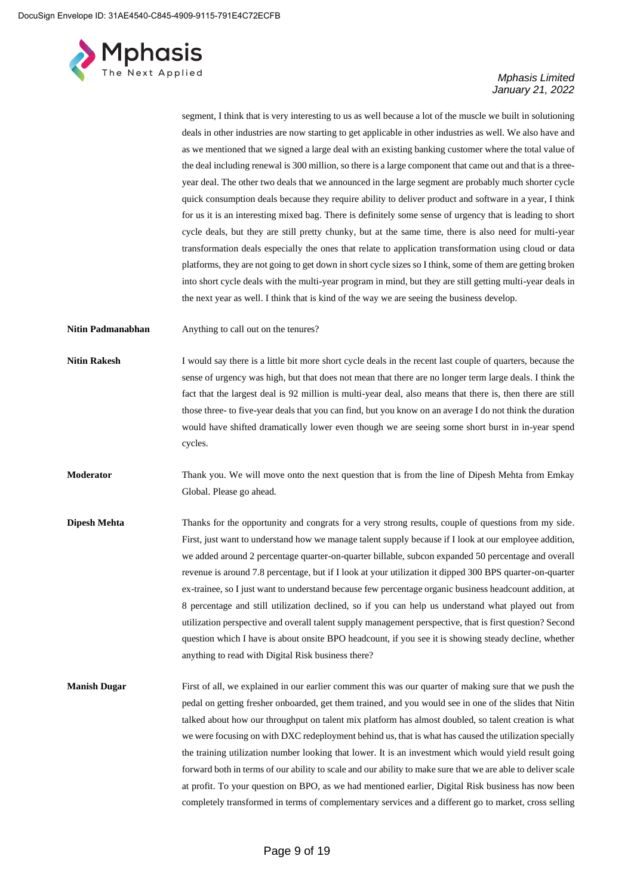segment, I think that is very interesting to us as well because a lot of the muscle we built in solutioning deals in other industries are now starting to get applicable in other industries as well. We also have and as we mentioned that we signed a large deal with an existing banking customer where the total value of the deal including renewal is 300 million, so there is a large component that came out and that is a three-year deal. The other two deals that we announced in the large segment are probably much shorter cycle quick consumption deals because they require ability to deliver product and software in a year, I think for us it is an interesting mixed bag. There is definitely some sense of urgency that is leading to short cycle deals, but they are still pretty chunky, but at the same time, there is also need for multi-year transformation deals especially the ones that relate to application transformation using cloud or data platforms, they are not going to get down in short cycle sizes so I think, some of them are getting broken into short cycle deals with the multi-year program in mind, but they are still getting multi-year deals in the next year as well. I think that is kind of the way we are seeing the business develop.

**Nitin Padmanabhan** Anything to call out on the tenures?

**Nitin Rakesh** I would say there is a little bit more short cycle deals in the recent last couple of quarters, because the sense of urgency was high, but that does not mean that there are no longer term large deals. I think the fact that the largest deal is 92 million is multi-year deal, also means that there is, then there are still those three- to five-year deals that you can find, but you know on an average I do not think the duration would have shifted dramatically lower even though we are seeing some short burst in in-year spend cycles.

**Moderator** Thank you. We will move onto the next question that is from the line of Dipesh Mehta from Emkay Global. Please go ahead.

**Dipesh Mehta** Thanks for the opportunity and congrats for a very strong results, couple of questions from my side. First, just want to understand how we manage talent supply because if I look at our employee addition, we added around 2 percentage quarter-on-quarter billable, subcon expanded 50 percentage and overall revenue is around 7.8 percentage, but if I look at your utilization it dipped 300 BPS quarter-on-quarter ex-trainee, so I just want to understand because few percentage organic business headcount addition, at 8 percentage and still utilization declined, so if you can help us understand what played out from utilization perspective and overall talent supply management perspective, that is first question? Second question which I have is about onsite BPO headcount, if you see it is showing steady decline, whether anything to read with Digital Risk business there?

**Manish Dugar** First of all, we explained in our earlier comment this was our quarter of making sure that we push the pedal on getting fresher onboarded, get them trained, and you would see in one of the slides that Nitin talked about how our throughput on talent mix platform has almost doubled, so talent creation is what we were focusing on with DXC redeployment behind us, that is what has caused the utilization specially the training utilization number looking that lower. It is an investment which would yield result going forward both in terms of our ability to scale and our ability to make sure that we are able to deliver scale at profit. To your question on BPO, as we had mentioned earlier, Digital Risk business has now been completely transformed in terms of complementary services and a different go to market, cross selling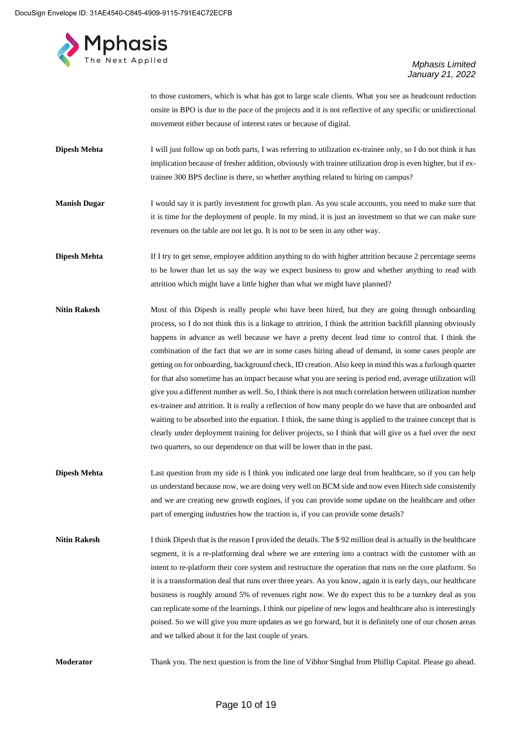to those customers, which is what has got to large scale clients. What you see as headcount reduction onsite in BPO is due to the pace of the projects and it is not reflective of any specific or unidirectional movement either because of interest rates or because of digital.

**Dipesh Mehta**
I will just follow up on both parts, I was referring to utilization ex-trainee only, so I do not think it has implication because of fresher addition, obviously with trainee utilization drop is even higher, but if ex-trainee 300 BPS decline is there, so whether anything related to hiring on campus?

**Manish Dugar**
I would say it is partly investment for growth plan. As you scale accounts, you need to make sure that it is time for the deployment of people. In my mind, it is just an investment so that we can make sure revenues on the table are not let go. It is not to be seen in any other way.

**Dipesh Mehta**
If I try to get sense, employee addition anything to do with higher attrition because 2 percentage seems to be lower than let us say the way we expect business to grow and whether anything to read with attrition which might have a little higher than what we might have planned?

**Nitin Rakesh**
Most of this Dipesh is really people who have been hired, but they are going through onboarding process, so I do not think this is a linkage to attrition, I think the attrition backfill planning obviously happens in advance as well because we have a pretty decent lead time to control that. I think the combination of the fact that we are in some cases hiring ahead of demand, in some cases people are getting on for onboarding, background check, ID creation. Also keep in mind this was a furlough quarter for that also sometime has an impact because what you are seeing is period end, average utilization will give you a different number as well. So, I think there is not much correlation between utilization number ex-trainee and attrition. It is really a reflection of how many people do we have that are onboarded and waiting to be absorbed into the equation. I think, the same thing is applied to the trainee concept that is clearly under deployment training for deliver projects, so I think that will give us a fuel over the next two quarters, so our dependence on that will be lower than in the past.

**Dipesh Mehta**
Last question from my side is I think you indicated one large deal from healthcare, so if you can help us understand because now, we are doing very well on BCM side and now even Hitech side consistently and we are creating new growth engines, if you can provide some update on the healthcare and other part of emerging industries how the traction is, if you can provide some details?

**Nitin Rakesh**
I think Dipesh that is the reason I provided the details. The $ 92 million deal is actually in the healthcare segment, it is a re-platforming deal where we are entering into a contract with the customer with an intent to re-platform their core system and restructure the operation that runs on the core platform. So it is a transformation deal that runs over three years. As you know, again it is early days, our healthcare business is roughly around 5% of revenues right now. We do expect this to be a turnkey deal as you can replicate some of the learnings. I think our pipeline of new logos and healthcare also is interestingly poised. So we will give you more updates as we go forward, but it is definitely one of our chosen areas and we talked about it for the last couple of years.

**Moderator**
Thank you. The next question is from the line of Vibhor Singhal from Phillip Capital. Please go ahead.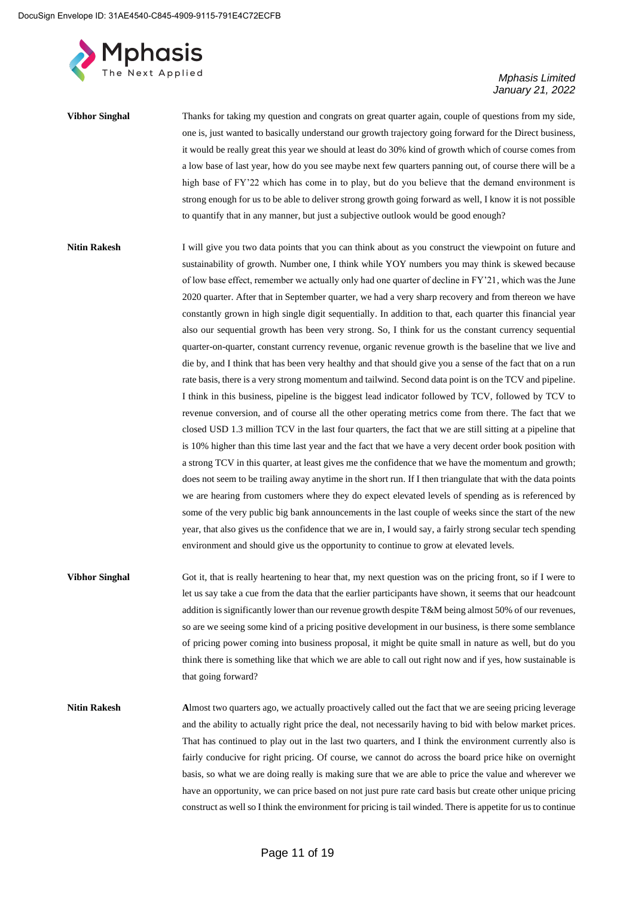**Vibhor Singhal** Thanks for taking my question and congrats on great quarter again, couple of questions from my side, one is, just wanted to basically understand our growth trajectory going forward for the Direct business, it would be really great this year we should at least do 30% kind of growth which of course comes from a low base of last year, how do you see maybe next few quarters panning out, of course there will be a high base of FY'22 which has come in to play, but do you believe that the demand environment is strong enough for us to be able to deliver strong growth going forward as well, I know it is not possible to quantify that in any manner, but just a subjective outlook would be good enough?

**Nitin Rakesh** I will give you two data points that you can think about as you construct the viewpoint on future and sustainability of growth. Number one, I think while YOY numbers you may think is skewed because of low base effect, remember we actually only had one quarter of decline in FY'21, which was the June 2020 quarter. After that in September quarter, we had a very sharp recovery and from thereon we have constantly grown in high single digit sequentially. In addition to that, each quarter this financial year also our sequential growth has been very strong. So, I think for us the constant currency sequential quarter-on-quarter, constant currency revenue, organic revenue growth is the baseline that we live and die by, and I think that has been very healthy and that should give you a sense of the fact that on a run rate basis, there is a very strong momentum and tailwind. Second data point is on the TCV and pipeline. I think in this business, pipeline is the biggest lead indicator followed by TCV, followed by TCV to revenue conversion, and of course all the other operating metrics come from there. The fact that we closed USD 1.3 million TCV in the last four quarters, the fact that we are still sitting at a pipeline that is 10% higher than this time last year and the fact that we have a very decent order book position with a strong TCV in this quarter, at least gives me the confidence that we have the momentum and growth; does not seem to be trailing away anytime in the short run. If I then triangulate that with the data points we are hearing from customers where they do expect elevated levels of spending as is referenced by some of the very public big bank announcements in the last couple of weeks since the start of the new year, that also gives us the confidence that we are in, I would say, a fairly strong secular tech spending environment and should give us the opportunity to continue to grow at elevated levels.

**Vibhor Singhal** Got it, that is really heartening to hear that, my next question was on the pricing front, so if I were to let us say take a cue from the data that the earlier participants have shown, it seems that our headcount addition is significantly lower than our revenue growth despite T&M being almost 50% of our revenues, so are we seeing some kind of a pricing positive development in our business, is there some semblance of pricing power coming into business proposal, it might be quite small in nature as well, but do you think there is something like that which we are able to call out right now and if yes, how sustainable is that going forward?

**Nitin Rakesh** Almost two quarters ago, we actually proactively called out the fact that we are seeing pricing leverage and the ability to actually right price the deal, not necessarily having to bid with below market prices. That has continued to play out in the last two quarters, and I think the environment currently also is fairly conducive for right pricing. Of course, we cannot do across the board price hike on overnight basis, so what we are doing really is making sure that we are able to price the value and wherever we have an opportunity, we can price based on not just pure rate card basis but create other unique pricing construct as well so I think the environment for pricing is tail winded. There is appetite for us to continue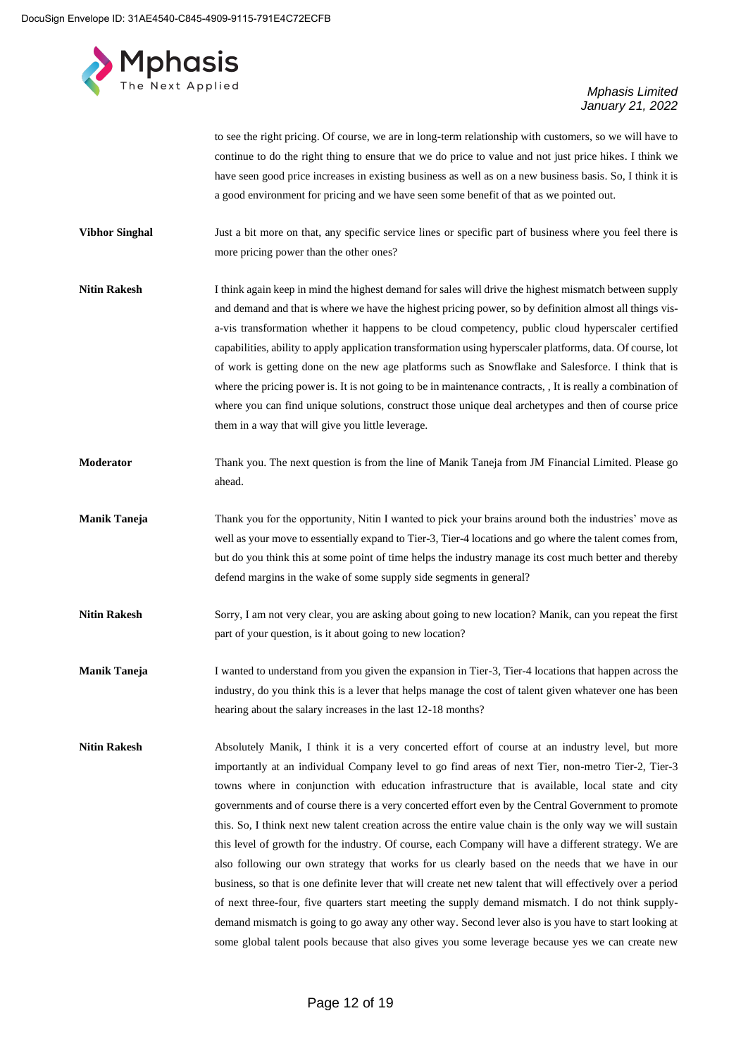to see the right pricing. Of course, we are in long-term relationship with customers, so we will have to continue to do the right thing to ensure that we do price to value and not just price hikes. I think we have seen good price increases in existing business as well as on a new business basis. So, I think it is a good environment for pricing and we have seen some benefit of that as we pointed out.

**Vibhor Singhal**: Just a bit more on that, any specific service lines or specific part of business where you feel there is more pricing power than the other ones?

**Nitin Rakesh**: I think again keep in mind the highest demand for sales will drive the highest mismatch between supply and demand and that is where we have the highest pricing power, so by definition almost all things vis-a-vis transformation whether it happens to be cloud competency, public cloud hyperscaler certified capabilities, ability to apply application transformation using hyperscaler platforms, data. Of course, lot of work is getting done on the new age platforms such as Snowflake and Salesforce. I think that is where the pricing power is. It is not going to be in maintenance contracts, , It is really a combination of where you can find unique solutions, construct those unique deal archetypes and then of course price them in a way that will give you little leverage.

**Moderator**: Thank you. The next question is from the line of Manik Taneja from JM Financial Limited. Please go ahead.

**Manik Taneja**: Thank you for the opportunity, Nitin I wanted to pick your brains around both the industries' move as well as your move to essentially expand to Tier-3, Tier-4 locations and go where the talent comes from, but do you think this at some point of time helps the industry manage its cost much better and thereby defend margins in the wake of some supply side segments in general?

**Nitin Rakesh**: Sorry, I am not very clear, you are asking about going to new location? Manik, can you repeat the first part of your question, is it about going to new location?

**Manik Taneja**: I wanted to understand from you given the expansion in Tier-3, Tier-4 locations that happen across the industry, do you think this is a lever that helps manage the cost of talent given whatever one has been hearing about the salary increases in the last 12-18 months?

**Nitin Rakesh**: Absolutely Manik, I think it is a very concerted effort of course at an industry level, but more importantly at an individual Company level to go find areas of next Tier, non-metro Tier-2, Tier-3 towns where in conjunction with education infrastructure that is available, local state and city governments and of course there is a very concerted effort even by the Central Government to promote this. So, I think next new talent creation across the entire value chain is the only way we will sustain this level of growth for the industry. Of course, each Company will have a different strategy. We are also following our own strategy that works for us clearly based on the needs that we have in our business, so that is one definite lever that will create net new talent that will effectively over a period of next three-four, five quarters start meeting the supply demand mismatch. I do not think supply-demand mismatch is going to go away any other way. Second lever also is you have to start looking at some global talent pools because that also gives you some leverage because yes we can create new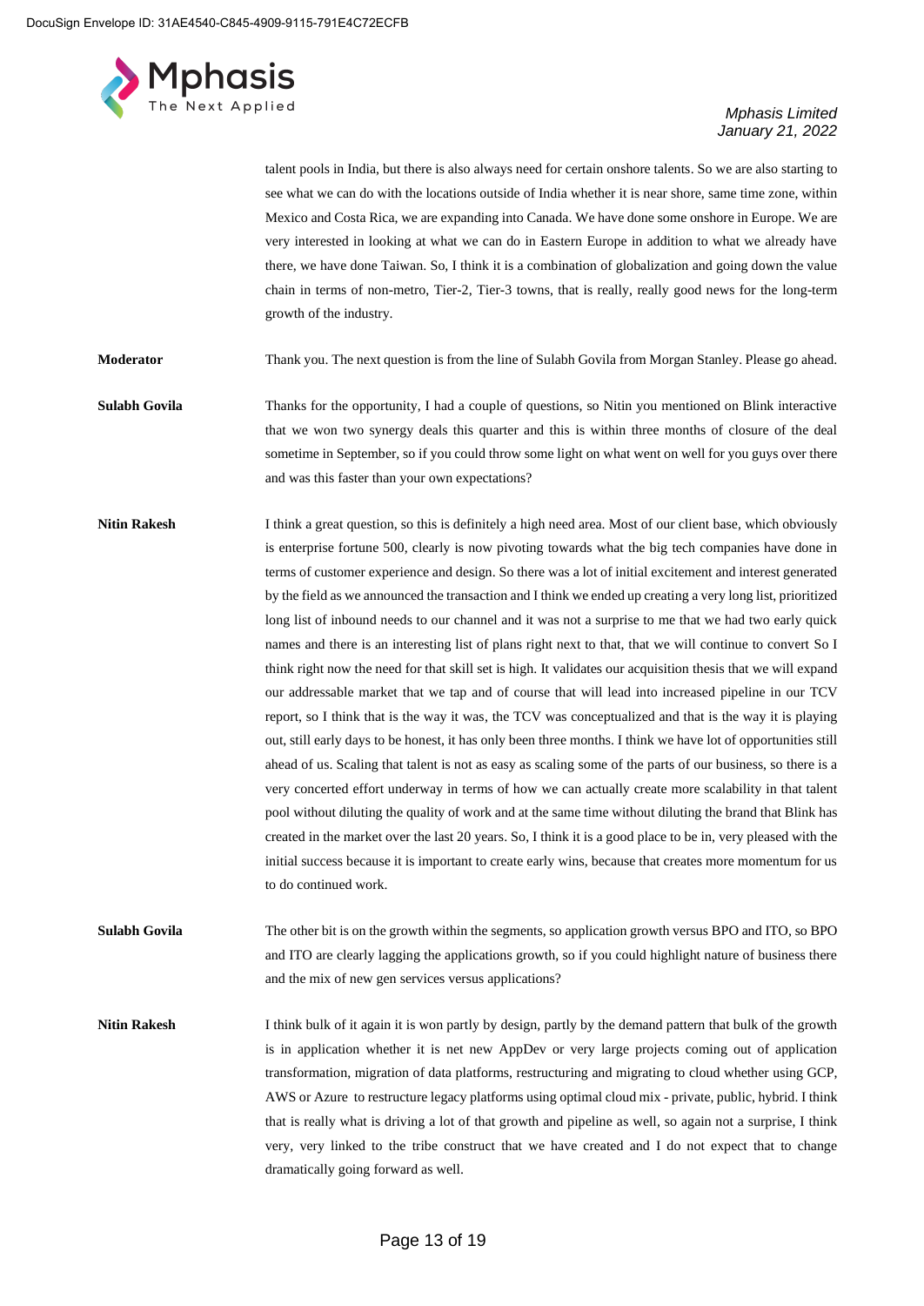talent pools in India, but there is also always need for certain onshore talents. So we are also starting to see what we can do with the locations outside of India whether it is near shore, same time zone, within Mexico and Costa Rica, we are expanding into Canada. We have done some onshore in Europe. We are very interested in looking at what we can do in Eastern Europe in addition to what we already have there, we have done Taiwan. So, I think it is a combination of globalization and going down the value chain in terms of non-metro, Tier-2, Tier-3 towns, that is really, really good news for the long-term growth of the industry.

**Moderator** Thank you. The next question is from the line of Sulabh Govila from Morgan Stanley. Please go ahead.

**Sulabh Govila** Thanks for the opportunity, I had a couple of questions, so Nitin you mentioned on Blink interactive that we won two synergy deals this quarter and this is within three months of closure of the deal sometime in September, so if you could throw some light on what went on well for you guys over there and was this faster than your own expectations?

**Nitin Rakesh** I think a great question, so this is definitely a high need area. Most of our client base, which obviously is enterprise fortune 500, clearly is now pivoting towards what the big tech companies have done in terms of customer experience and design. So there was a lot of initial excitement and interest generated by the field as we announced the transaction and I think we ended up creating a very long list, prioritized long list of inbound needs to our channel and it was not a surprise to me that we had two early quick names and there is an interesting list of plans right next to that, that we will continue to convert So I think right now the need for that skill set is high. It validates our acquisition thesis that we will expand our addressable market that we tap and of course that will lead into increased pipeline in our TCV report, so I think that is the way it was, the TCV was conceptualized and that is the way it is playing out, still early days to be honest, it has only been three months. I think we have lot of opportunities still ahead of us. Scaling that talent is not as easy as scaling some of the parts of our business, so there is a very concerted effort underway in terms of how we can actually create more scalability in that talent pool without diluting the quality of work and at the same time without diluting the brand that Blink has created in the market over the last 20 years. So, I think it is a good place to be in, very pleased with the initial success because it is important to create early wins, because that creates more momentum for us to do continued work.

**Sulabh Govila** The other bit is on the growth within the segments, so application growth versus BPO and ITO, so BPO and ITO are clearly lagging the applications growth, so if you could highlight nature of business there and the mix of new gen services versus applications?

**Nitin Rakesh** I think bulk of it again it is won partly by design, partly by the demand pattern that bulk of the growth is in application whether it is net new AppDev or very large projects coming out of application transformation, migration of data platforms, restructuring and migrating to cloud whether using GCP, AWS or Azure to restructure legacy platforms using optimal cloud mix - private, public, hybrid. I think that is really what is driving a lot of that growth and pipeline as well, so again not a surprise, I think very, very linked to the tribe construct that we have created and I do not expect that to change dramatically going forward as well.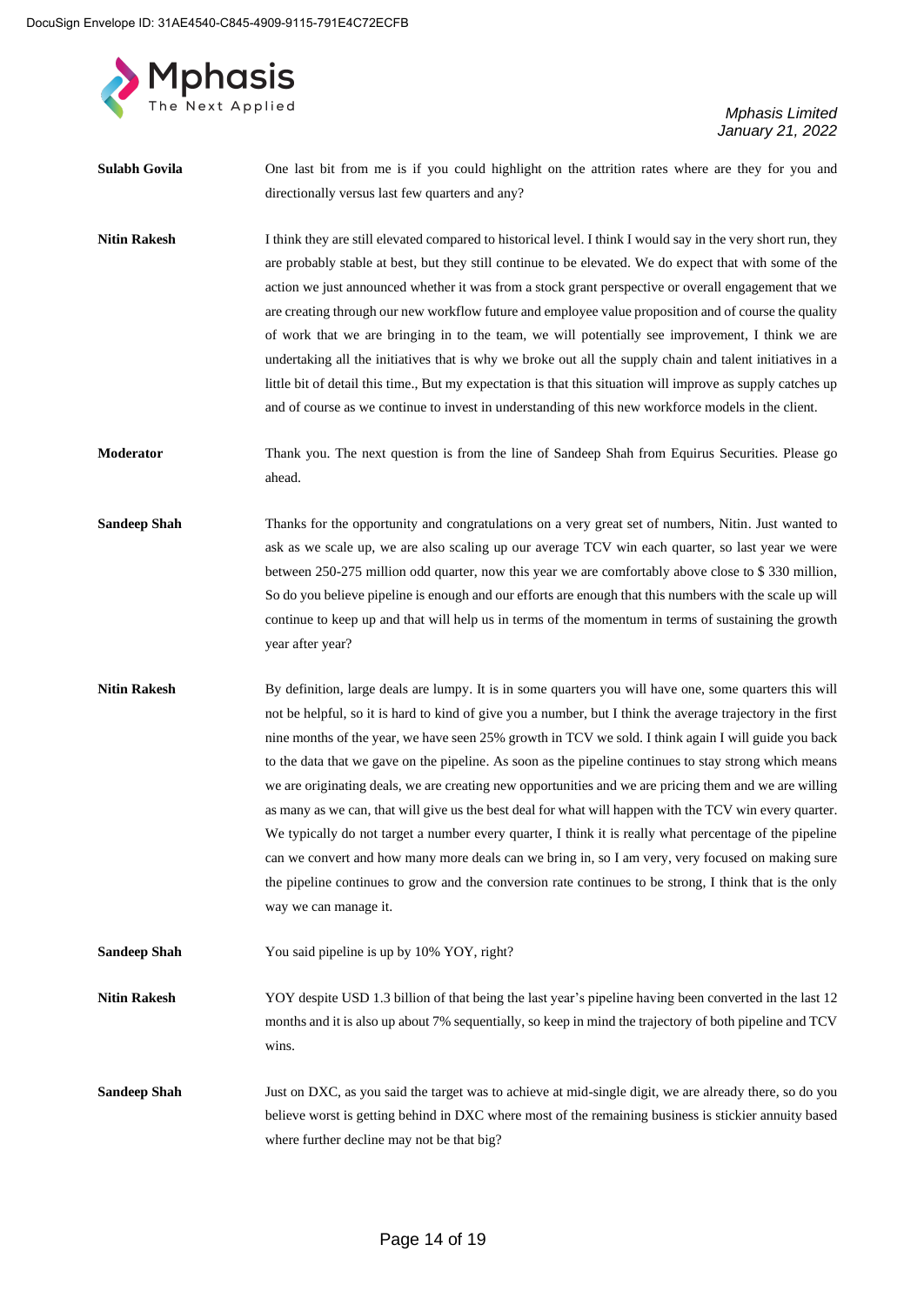**Sulabh Govila** One last bit from me is if you could highlight on the attrition rates where are they for you and directionally versus last few quarters and any?

**Nitin Rakesh** I think they are still elevated compared to historical level. I think I would say in the very short run, they are probably stable at best, but they still continue to be elevated. We do expect that with some of the action we just announced whether it was from a stock grant perspective or overall engagement that we are creating through our new workflow future and employee value proposition and of course the quality of work that we are bringing in to the team, we will potentially see improvement, I think we are undertaking all the initiatives that is why we broke out all the supply chain and talent initiatives in a little bit of detail this time., But my expectation is that this situation will improve as supply catches up and of course as we continue to invest in understanding of this new workforce models in the client.

**Moderator** Thank you. The next question is from the line of Sandeep Shah from Equirus Securities. Please go ahead.

**Sandeep Shah** Thanks for the opportunity and congratulations on a very great set of numbers, Nitin. Just wanted to ask as we scale up, we are also scaling up our average TCV win each quarter, so last year we were between 250-275 million odd quarter, now this year we are comfortably above close to $ 330 million, So do you believe pipeline is enough and our efforts are enough that this numbers with the scale up will continue to keep up and that will help us in terms of the momentum in terms of sustaining the growth year after year?

**Nitin Rakesh** By definition, large deals are lumpy. It is in some quarters you will have one, some quarters this will not be helpful, so it is hard to kind of give you a number, but I think the average trajectory in the first nine months of the year, we have seen 25% growth in TCV we sold. I think again I will guide you back to the data that we gave on the pipeline. As soon as the pipeline continues to stay strong which means we are originating deals, we are creating new opportunities and we are pricing them and we are willing as many as we can, that will give us the best deal for what will happen with the TCV win every quarter. We typically do not target a number every quarter, I think it is really what percentage of the pipeline can we convert and how many more deals can we bring in, so I am very, very focused on making sure the pipeline continues to grow and the conversion rate continues to be strong, I think that is the only way we can manage it.

**Sandeep Shah** You said pipeline is up by 10% YOY, right?

**Nitin Rakesh** YOY despite USD 1.3 billion of that being the last year's pipeline having been converted in the last 12 months and it is also up about 7% sequentially, so keep in mind the trajectory of both pipeline and TCV wins.

**Sandeep Shah** Just on DXC, as you said the target was to achieve at mid-single digit, we are already there, so do you believe worst is getting behind in DXC where most of the remaining business is stickier annuity based where further decline may not be that big?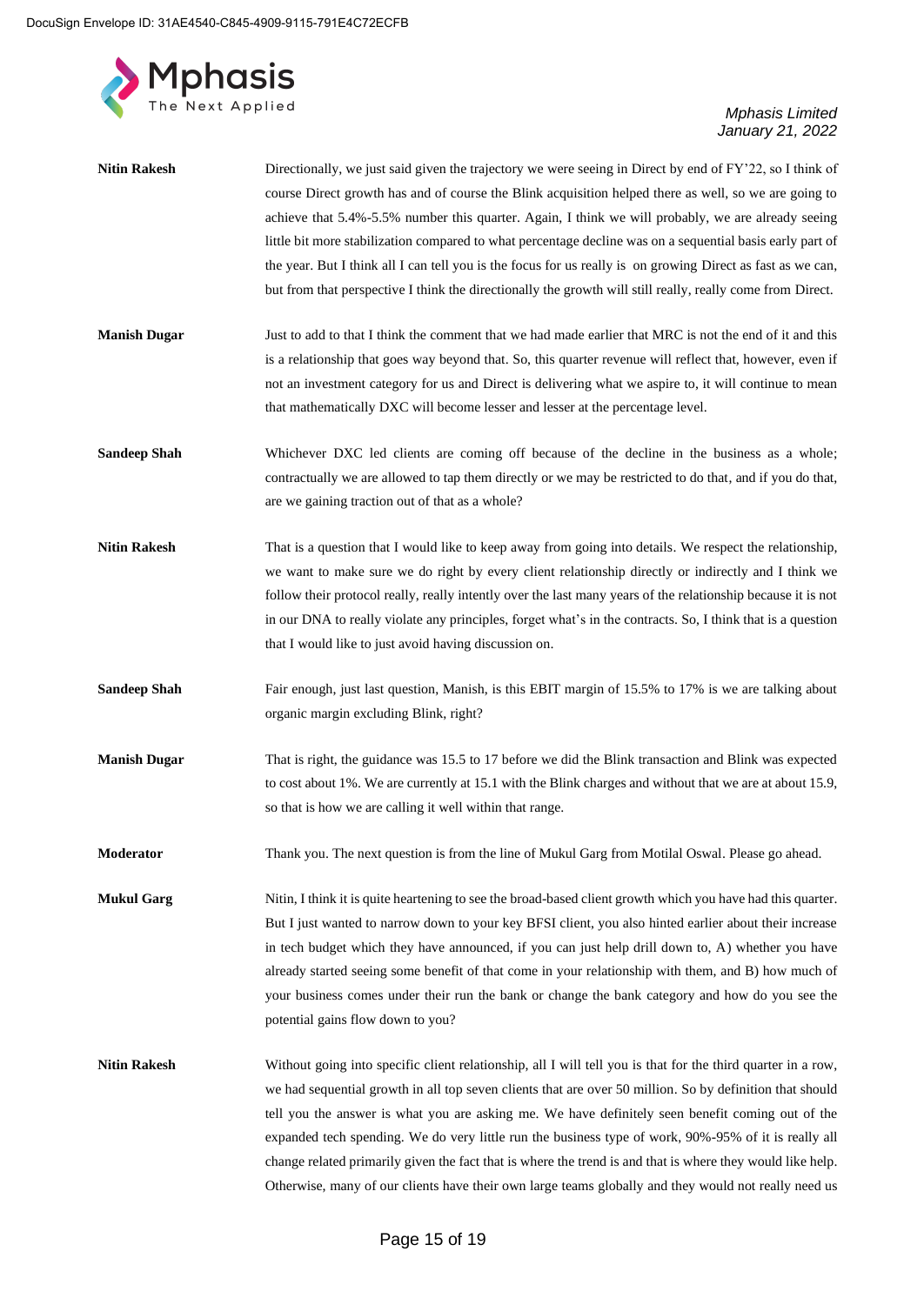**Nitin Rakesh** Directionally, we just said given the trajectory we were seeing in Direct by end of FY'22, so I think of course Direct growth has and of course the Blink acquisition helped there as well, so we are going to achieve that 5.4%-5.5% number this quarter. Again, I think we will probably, we are already seeing little bit more stabilization compared to what percentage decline was on a sequential basis early part of the year. But I think all I can tell you is the focus for us really is on growing Direct as fast as we can, but from that perspective I think the directionally the growth will still really, really come from Direct.

**Manish Dugar** Just to add to that I think the comment that we had made earlier that MRC is not the end of it and this is a relationship that goes way beyond that. So, this quarter revenue will reflect that, however, even if not an investment category for us and Direct is delivering what we aspire to, it will continue to mean that mathematically DXC will become lesser and lesser at the percentage level.

**Sandeep Shah** Whichever DXC led clients are coming off because of the decline in the business as a whole; contractually we are allowed to tap them directly or we may be restricted to do that, and if you do that, are we gaining traction out of that as a whole?

**Nitin Rakesh** That is a question that I would like to keep away from going into details. We respect the relationship, we want to make sure we do right by every client relationship directly or indirectly and I think we follow their protocol really, really intently over the last many years of the relationship because it is not in our DNA to really violate any principles, forget what's in the contracts. So, I think that is a question that I would like to just avoid having discussion on.

**Sandeep Shah** Fair enough, just last question, Manish, is this EBIT margin of 15.5% to 17% is we are talking about organic margin excluding Blink, right?

**Manish Dugar** That is right, the guidance was 15.5 to 17 before we did the Blink transaction and Blink was expected to cost about 1%. We are currently at 15.1 with the Blink charges and without that we are at about 15.9, so that is how we are calling it well within that range.

**Moderator** Thank you. The next question is from the line of Mukul Garg from Motilal Oswal. Please go ahead.

**Mukul Garg** Nitin, I think it is quite heartening to see the broad-based client growth which you have had this quarter. But I just wanted to narrow down to your key BFSI client, you also hinted earlier about their increase in tech budget which they have announced, if you can just help drill down to, A) whether you have already started seeing some benefit of that come in your relationship with them, and B) how much of your business comes under their run the bank or change the bank category and how do you see the potential gains flow down to you?

**Nitin Rakesh** Without going into specific client relationship, all I will tell you is that for the third quarter in a row, we had sequential growth in all top seven clients that are over 50 million. So by definition that should tell you the answer is what you are asking me. We have definitely seen benefit coming out of the expanded tech spending. We do very little run the business type of work, 90%-95% of it is really all change related primarily given the fact that is where the trend is and that is where they would like help. Otherwise, many of our clients have their own large teams globally and they would not really need us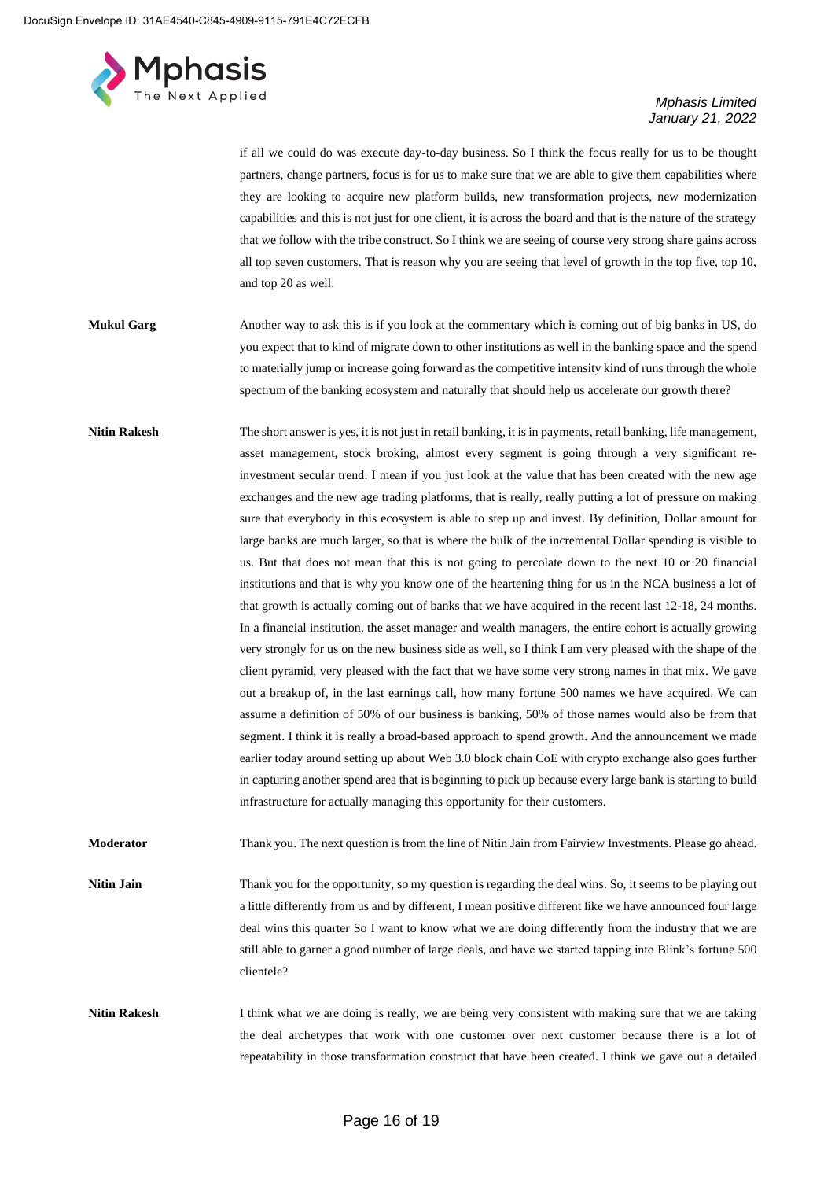if all we could do was execute day-to-day business. So I think the focus really for us to be thought partners, change partners, focus is for us to make sure that we are able to give them capabilities where they are looking to acquire new platform builds, new transformation projects, new modernization capabilities and this is not just for one client, it is across the board and that is the nature of the strategy that we follow with the tribe construct. So I think we are seeing of course very strong share gains across all top seven customers. That is reason why you are seeing that level of growth in the top five, top 10, and top 20 as well.

**Mukul Garg**: Another way to ask this is if you look at the commentary which is coming out of big banks in US, do you expect that to kind of migrate down to other institutions as well in the banking space and the spend to materially jump or increase going forward as the competitive intensity kind of runs through the whole spectrum of the banking ecosystem and naturally that should help us accelerate our growth there?

**Nitin Rakesh**: The short answer is yes, it is not just in retail banking, it is in payments, retail banking, life management, asset management, stock broking, almost every segment is going through a very significant re-investment secular trend. I mean if you just look at the value that has been created with the new age exchanges and the new age trading platforms, that is really, really putting a lot of pressure on making sure that everybody in this ecosystem is able to step up and invest. By definition, Dollar amount for large banks are much larger, so that is where the bulk of the incremental Dollar spending is visible to us. But that does not mean that this is not going to percolate down to the next 10 or 20 financial institutions and that is why you know one of the heartening thing for us in the NCA business a lot of that growth is actually coming out of banks that we have acquired in the recent last 12-18, 24 months. In a financial institution, the asset manager and wealth managers, the entire cohort is actually growing very strongly for us on the new business side as well, so I think I am very pleased with the shape of the client pyramid, very pleased with the fact that we have some very strong names in that mix. We gave out a breakup of, in the last earnings call, how many fortune 500 names we have acquired. We can assume a definition of 50% of our business is banking, 50% of those names would also be from that segment. I think it is really a broad-based approach to spend growth. And the announcement we made earlier today around setting up about Web 3.0 block chain CoE with crypto exchange also goes further in capturing another spend area that is beginning to pick up because every large bank is starting to build infrastructure for actually managing this opportunity for their customers.

**Moderator**: Thank you. The next question is from the line of Nitin Jain from Fairview Investments. Please go ahead.

**Nitin Jain**: Thank you for the opportunity, so my question is regarding the deal wins. So, it seems to be playing out a little differently from us and by different, I mean positive different like we have announced four large deal wins this quarter So I want to know what we are doing differently from the industry that we are still able to garner a good number of large deals, and have we started tapping into Blink's fortune 500 clientele?

**Nitin Rakesh**: I think what we are doing is really, we are being very consistent with making sure that we are taking the deal archetypes that work with one customer over next customer because there is a lot of repeatability in those transformation construct that have been created. I think we gave out a detailed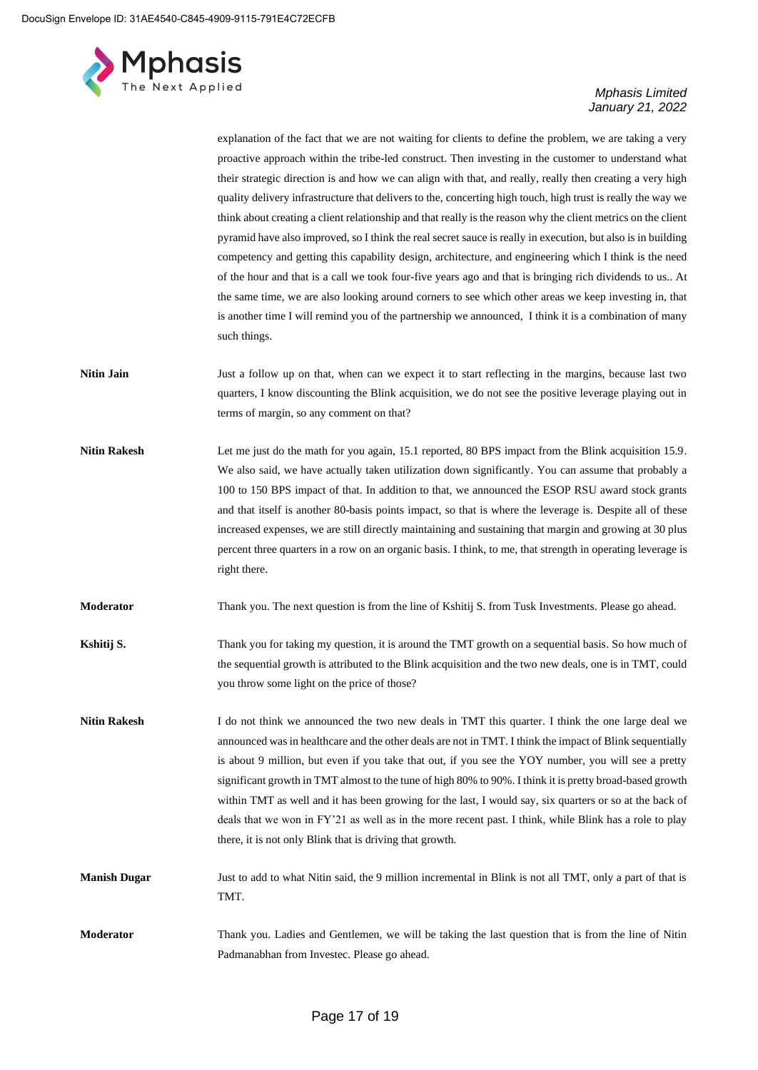explanation of the fact that we are not waiting for clients to define the problem, we are taking a very proactive approach within the tribe-led construct. Then investing in the customer to understand what their strategic direction is and how we can align with that, and really, really then creating a very high quality delivery infrastructure that delivers to the, concerting high touch, high trust is really the way we think about creating a client relationship and that really is the reason why the client metrics on the client pyramid have also improved, so I think the real secret sauce is really in execution, but also is in building competency and getting this capability design, architecture, and engineering which I think is the need of the hour and that is a call we took four-five years ago and that is bringing rich dividends to us.. At the same time, we are also looking around corners to see which other areas we keep investing in, that is another time I will remind you of the partnership we announced, I think it is a combination of many such things.

**Nitin Jain** Just a follow up on that, when can we expect it to start reflecting in the margins, because last two quarters, I know discounting the Blink acquisition, we do not see the positive leverage playing out in terms of margin, so any comment on that?

**Nitin Rakesh** Let me just do the math for you again, 15.1 reported, 80 BPS impact from the Blink acquisition 15.9. We also said, we have actually taken utilization down significantly. You can assume that probably a 100 to 150 BPS impact of that. In addition to that, we announced the ESOP RSU award stock grants and that itself is another 80-basis points impact, so that is where the leverage is. Despite all of these increased expenses, we are still directly maintaining and sustaining that margin and growing at 30 plus percent three quarters in a row on an organic basis. I think, to me, that strength in operating leverage is right there.

**Moderator** Thank you. The next question is from the line of Kshitij S. from Tusk Investments. Please go ahead.

**Kshitij S.** Thank you for taking my question, it is around the TMT growth on a sequential basis. So how much of the sequential growth is attributed to the Blink acquisition and the two new deals, one is in TMT, could you throw some light on the price of those?

**Nitin Rakesh** I do not think we announced the two new deals in TMT this quarter. I think the one large deal we announced was in healthcare and the other deals are not in TMT. I think the impact of Blink sequentially is about 9 million, but even if you take that out, if you see the YOY number, you will see a pretty significant growth in TMT almost to the tune of high 80% to 90%. I think it is pretty broad-based growth within TMT as well and it has been growing for the last, I would say, six quarters or so at the back of deals that we won in FY'21 as well as in the more recent past. I think, while Blink has a role to play there, it is not only Blink that is driving that growth.

**Manish Dugar** Just to add to what Nitin said, the 9 million incremental in Blink is not all TMT, only a part of that is TMT.

**Moderator** Thank you. Ladies and Gentlemen, we will be taking the last question that is from the line of Nitin Padmanabhan from Investec. Please go ahead.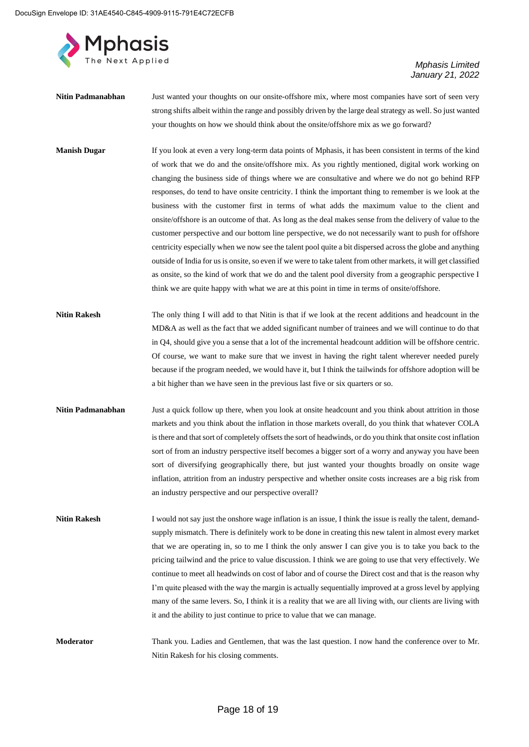**Nitin Padmanabhan** Just wanted your thoughts on our onsite-offshore mix, where most companies have sort of seen very strong shifts albeit within the range and possibly driven by the large deal strategy as well. So just wanted your thoughts on how we should think about the onsite/offshore mix as we go forward?

**Manish Dugar** If you look at even a very long-term data points of Mphasis, it has been consistent in terms of the kind of work that we do and the onsite/offshore mix. As you rightly mentioned, digital work working on changing the business side of things where we are consultative and where we do not go behind RFP responses, do tend to have onsite centricity. I think the important thing to remember is we look at the business with the customer first in terms of what adds the maximum value to the client and onsite/offshore is an outcome of that. As long as the deal makes sense from the delivery of value to the customer perspective and our bottom line perspective, we do not necessarily want to push for offshore centricity especially when we now see the talent pool quite a bit dispersed across the globe and anything outside of India for us is onsite, so even if we were to take talent from other markets, it will get classified as onsite, so the kind of work that we do and the talent pool diversity from a geographic perspective I think we are quite happy with what we are at this point in time in terms of onsite/offshore.

**Nitin Rakesh** The only thing I will add to that Nitin is that if we look at the recent additions and headcount in the MD&A as well as the fact that we added significant number of trainees and we will continue to do that in Q4, should give you a sense that a lot of the incremental headcount addition will be offshore centric. Of course, we want to make sure that we invest in having the right talent wherever needed purely because if the program needed, we would have it, but I think the tailwinds for offshore adoption will be a bit higher than we have seen in the previous last five or six quarters or so.

**Nitin Padmanabhan** Just a quick follow up there, when you look at onsite headcount and you think about attrition in those markets and you think about the inflation in those markets overall, do you think that whatever COLA is there and that sort of completely offsets the sort of headwinds, or do you think that onsite cost inflation sort of from an industry perspective itself becomes a bigger sort of a worry and anyway you have been sort of diversifying geographically there, but just wanted your thoughts broadly on onsite wage inflation, attrition from an industry perspective and whether onsite costs increases are a big risk from an industry perspective and our perspective overall?

**Nitin Rakesh** I would not say just the onshore wage inflation is an issue, I think the issue is really the talent, demand-supply mismatch. There is definitely work to be done in creating this new talent in almost every market that we are operating in, so to me I think the only answer I can give you is to take you back to the pricing tailwind and the price to value discussion. I think we are going to use that very effectively. We continue to meet all headwinds on cost of labor and of course the Direct cost and that is the reason why I'm quite pleased with the way the margin is actually sequentially improved at a gross level by applying many of the same levers. So, I think it is a reality that we are all living with, our clients are living with it and the ability to just continue to price to value that we can manage.

**Moderator** Thank you. Ladies and Gentlemen, that was the last question. I now hand the conference over to Mr. Nitin Rakesh for his closing comments.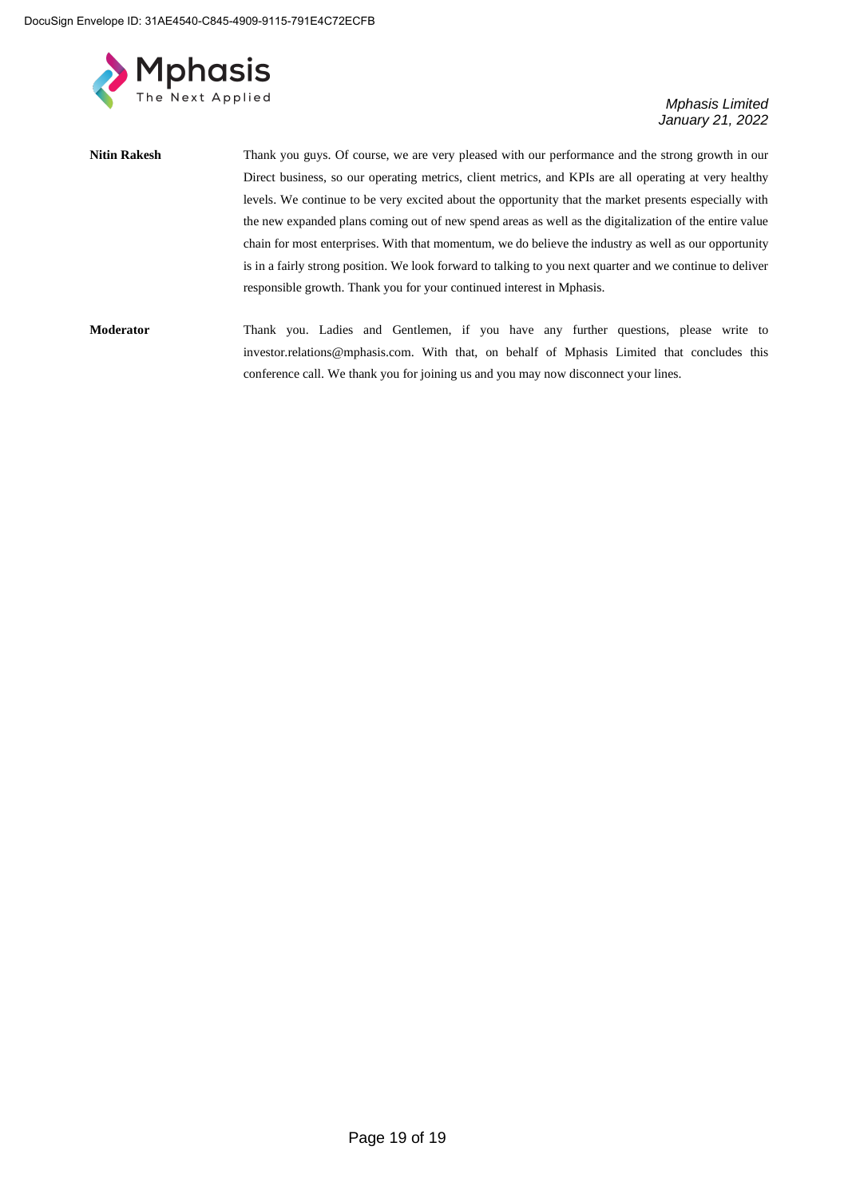**Nitin Rakesh**

Thank you guys. Of course, we are very pleased with our performance and the strong growth in our Direct business, so our operating metrics, client metrics, and KPIs are all operating at very healthy levels. We continue to be very excited about the opportunity that the market presents especially with the new expanded plans coming out of new spend areas as well as the digitalization of the entire value chain for most enterprises. With that momentum, we do believe the industry as well as our opportunity is in a fairly strong position. We look forward to talking to you next quarter and we continue to deliver responsible growth. Thank you for your continued interest in Mphasis.

**Moderator**

Thank you. Ladies and Gentlemen, if you have any further questions, please write to investor.relations@mphasis.com. With that, on behalf of Mphasis Limited that concludes this conference call. We thank you for joining us and you may now disconnect your lines.